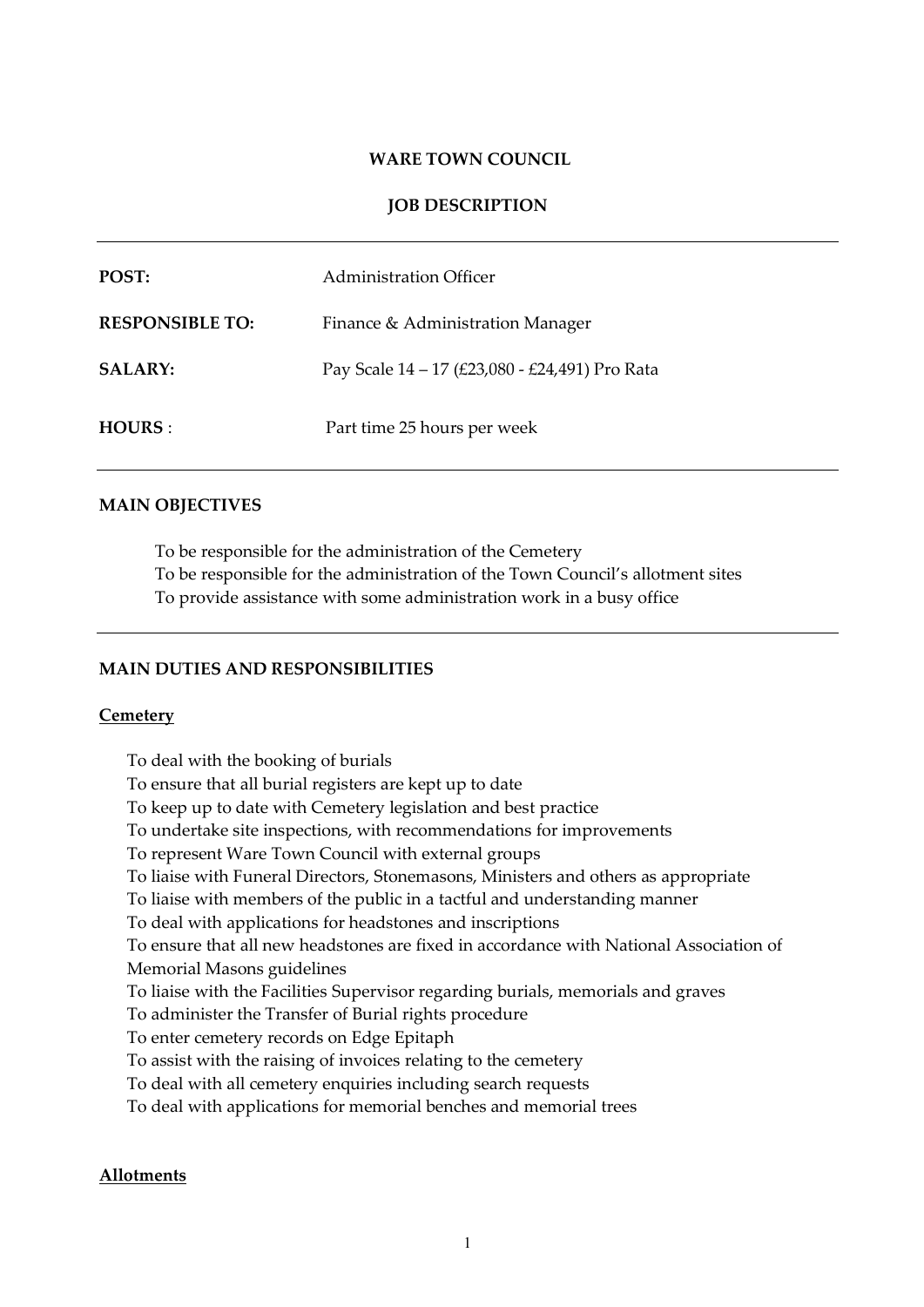**WARE TOWN COUNCIL**

**JOB DESCRIPTION**

---

| | |
|---|---|
| **POST:** | Administration Officer |
| **RESPONSIBLE TO:** | Finance & Administration Manager |
| **SALARY:** | Pay Scale 14 – 17 (£23,080 - £24,491) Pro Rata |
| **HOURS** : | Part time 25 hours per week |

---

**MAIN OBJECTIVES**

To be responsible for the administration of the Cemetery
To be responsible for the administration of the Town Council's allotment sites
To provide assistance with some administration work in a busy office

---

**MAIN DUTIES AND RESPONSIBILITIES**

**Cemetery**

To deal with the booking of burials
To ensure that all burial registers are kept up to date
To keep up to date with Cemetery legislation and best practice
To undertake site inspections, with recommendations for improvements
To represent Ware Town Council with external groups
To liaise with Funeral Directors, Stonemasons, Ministers and others as appropriate
To liaise with members of the public in a tactful and understanding manner
To deal with applications for headstones and inscriptions
To ensure that all new headstones are fixed in accordance with National Association of Memorial Masons guidelines
To liaise with the Facilities Supervisor regarding burials, memorials and graves
To administer the Transfer of Burial rights procedure
To enter cemetery records on Edge Epitaph
To assist with the raising of invoices relating to the cemetery
To deal with all cemetery enquiries including search requests
To deal with applications for memorial benches and memorial trees

**Allotments**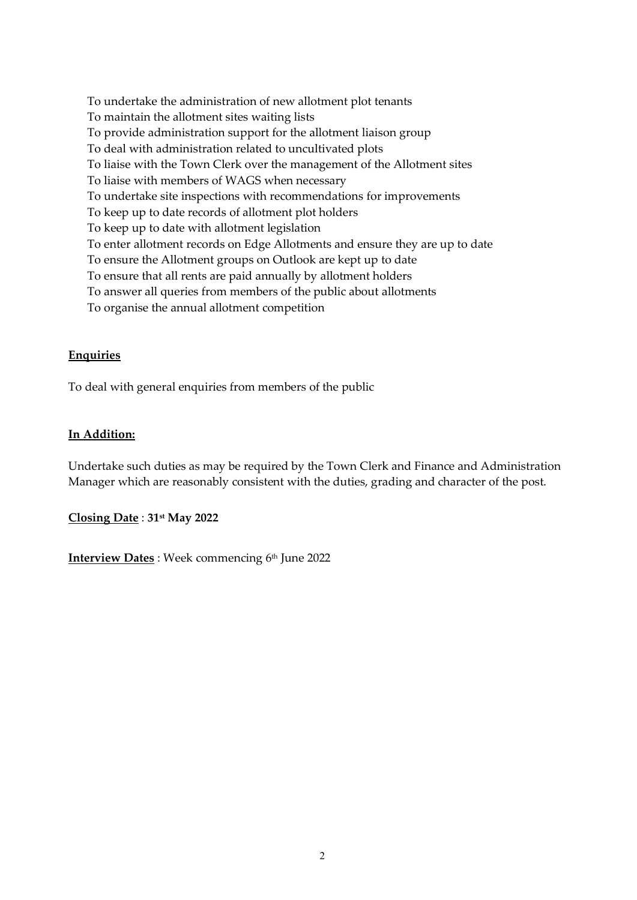To undertake the administration of new allotment plot tenants
To maintain the allotment sites waiting lists
To provide administration support for the allotment liaison group
To deal with administration related to uncultivated plots
To liaise with the Town Clerk over the management of the Allotment sites
To liaise with members of WAGS when necessary
To undertake site inspections with recommendations for improvements
To keep up to date records of allotment plot holders
To keep up to date with allotment legislation
To enter allotment records on Edge Allotments and ensure they are up to date
To ensure the Allotment groups on Outlook are kept up to date
To ensure that all rents are paid annually by allotment holders
To answer all queries from members of the public about allotments
To organise the annual allotment competition

**<u>Enquiries</u>**

To deal with general enquiries from members of the public

**<u>In Addition:</u>**

Undertake such duties as may be required by the Town Clerk and Finance and Administration Manager which are reasonably consistent with the duties, grading and character of the post.

**<u>Closing Date</u> : 31st May 2022**

**<u>Interview Dates</u>** : Week commencing 6th June 2022